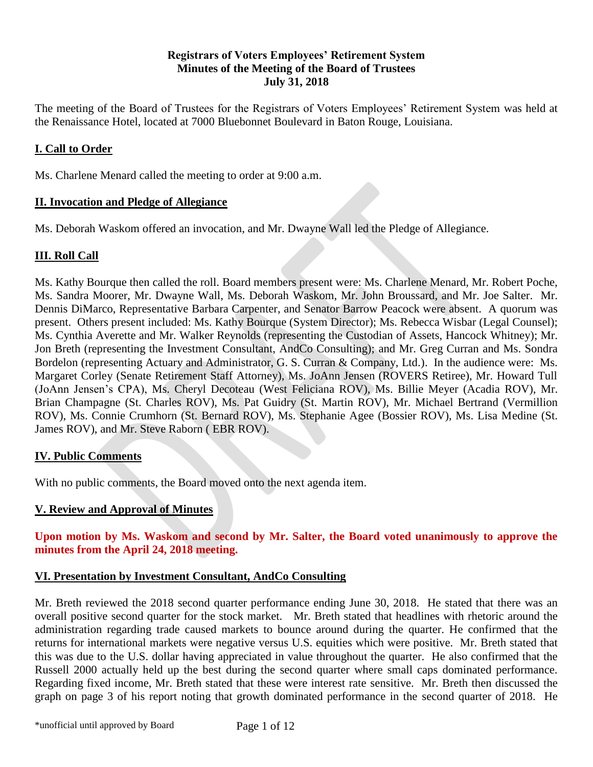**Registrars of Voters Employees' Retirement System**
**Minutes of the Meeting of the Board of Trustees**
**July 31, 2018**

The meeting of the Board of Trustees for the Registrars of Voters Employees' Retirement System was held at the Renaissance Hotel, located at 7000 Bluebonnet Boulevard in Baton Rouge, Louisiana.

## I. Call to Order

Ms. Charlene Menard called the meeting to order at 9:00 a.m.

## II. Invocation and Pledge of Allegiance

Ms. Deborah Waskom offered an invocation, and Mr. Dwayne Wall led the Pledge of Allegiance.

## III. Roll Call

Ms. Kathy Bourque then called the roll. Board members present were: Ms. Charlene Menard, Mr. Robert Poche, Ms. Sandra Moorer, Mr. Dwayne Wall, Ms. Deborah Waskom, Mr. John Broussard, and Mr. Joe Salter. Mr. Dennis DiMarco, Representative Barbara Carpenter, and Senator Barrow Peacock were absent. A quorum was present. Others present included: Ms. Kathy Bourque (System Director); Ms. Rebecca Wisbar (Legal Counsel); Ms. Cynthia Averette and Mr. Walker Reynolds (representing the Custodian of Assets, Hancock Whitney); Mr. Jon Breth (representing the Investment Consultant, AndCo Consulting); and Mr. Greg Curran and Ms. Sondra Bordelon (representing Actuary and Administrator, G. S. Curran & Company, Ltd.). In the audience were: Ms. Margaret Corley (Senate Retirement Staff Attorney), Ms. JoAnn Jensen (ROVERS Retiree), Mr. Howard Tull (JoAnn Jensen's CPA), Ms. Cheryl Decoteau (West Feliciana ROV), Ms. Billie Meyer (Acadia ROV), Mr. Brian Champagne (St. Charles ROV), Ms. Pat Guidry (St. Martin ROV), Mr. Michael Bertrand (Vermillion ROV), Ms. Connie Crumhorn (St. Bernard ROV), Ms. Stephanie Agee (Bossier ROV), Ms. Lisa Medine (St. James ROV), and Mr. Steve Raborn ( EBR ROV).

## IV. Public Comments

With no public comments, the Board moved onto the next agenda item.

## V. Review and Approval of Minutes

**Upon motion by Ms. Waskom and second by Mr. Salter, the Board voted unanimously to approve the minutes from the April 24, 2018 meeting.**

## VI. Presentation by Investment Consultant, AndCo Consulting

Mr. Breth reviewed the 2018 second quarter performance ending June 30, 2018. He stated that there was an overall positive second quarter for the stock market. Mr. Breth stated that headlines with rhetoric around the administration regarding trade caused markets to bounce around during the quarter. He confirmed that the returns for international markets were negative versus U.S. equities which were positive. Mr. Breth stated that this was due to the U.S. dollar having appreciated in value throughout the quarter. He also confirmed that the Russell 2000 actually held up the best during the second quarter where small caps dominated performance. Regarding fixed income, Mr. Breth stated that these were interest rate sensitive. Mr. Breth then discussed the graph on page 3 of his report noting that growth dominated performance in the second quarter of 2018. He

\*unofficial until approved by Board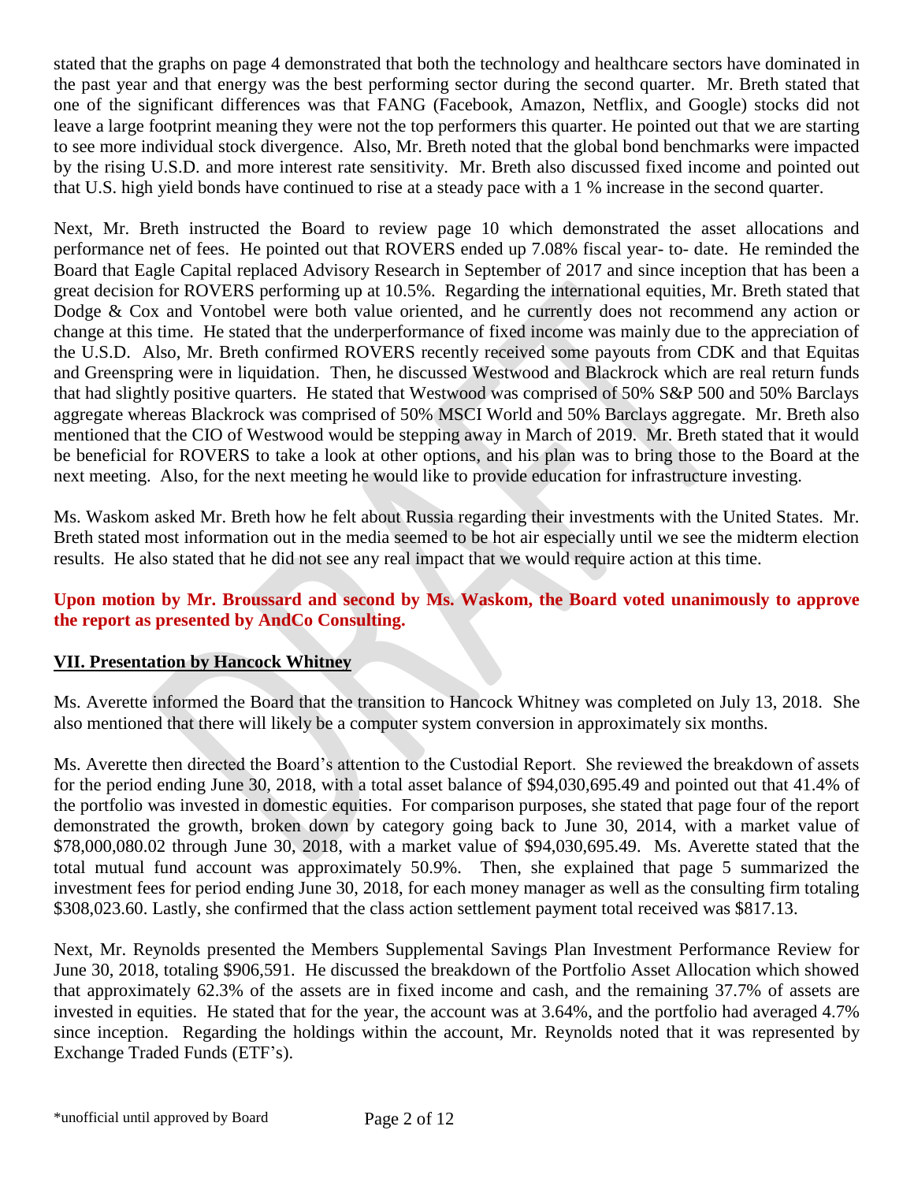stated that the graphs on page 4 demonstrated that both the technology and healthcare sectors have dominated in the past year and that energy was the best performing sector during the second quarter. Mr. Breth stated that one of the significant differences was that FANG (Facebook, Amazon, Netflix, and Google) stocks did not leave a large footprint meaning they were not the top performers this quarter. He pointed out that we are starting to see more individual stock divergence. Also, Mr. Breth noted that the global bond benchmarks were impacted by the rising U.S.D. and more interest rate sensitivity. Mr. Breth also discussed fixed income and pointed out that U.S. high yield bonds have continued to rise at a steady pace with a 1 % increase in the second quarter.

Next, Mr. Breth instructed the Board to review page 10 which demonstrated the asset allocations and performance net of fees. He pointed out that ROVERS ended up 7.08% fiscal year- to- date. He reminded the Board that Eagle Capital replaced Advisory Research in September of 2017 and since inception that has been a great decision for ROVERS performing up at 10.5%. Regarding the international equities, Mr. Breth stated that Dodge & Cox and Vontobel were both value oriented, and he currently does not recommend any action or change at this time. He stated that the underperformance of fixed income was mainly due to the appreciation of the U.S.D. Also, Mr. Breth confirmed ROVERS recently received some payouts from CDK and that Equitas and Greenspring were in liquidation. Then, he discussed Westwood and Blackrock which are real return funds that had slightly positive quarters. He stated that Westwood was comprised of 50% S&P 500 and 50% Barclays aggregate whereas Blackrock was comprised of 50% MSCI World and 50% Barclays aggregate. Mr. Breth also mentioned that the CIO of Westwood would be stepping away in March of 2019. Mr. Breth stated that it would be beneficial for ROVERS to take a look at other options, and his plan was to bring those to the Board at the next meeting. Also, for the next meeting he would like to provide education for infrastructure investing.

Ms. Waskom asked Mr. Breth how he felt about Russia regarding their investments with the United States. Mr. Breth stated most information out in the media seemed to be hot air especially until we see the midterm election results. He also stated that he did not see any real impact that we would require action at this time.

**Upon motion by Mr. Broussard and second by Ms. Waskom, the Board voted unanimously to approve the report as presented by AndCo Consulting.**

## VII. Presentation by Hancock Whitney

Ms. Averette informed the Board that the transition to Hancock Whitney was completed on July 13, 2018. She also mentioned that there will likely be a computer system conversion in approximately six months.

Ms. Averette then directed the Board's attention to the Custodial Report. She reviewed the breakdown of assets for the period ending June 30, 2018, with a total asset balance of $94,030,695.49 and pointed out that 41.4% of the portfolio was invested in domestic equities. For comparison purposes, she stated that page four of the report demonstrated the growth, broken down by category going back to June 30, 2014, with a market value of $78,000,080.02 through June 30, 2018, with a market value of $94,030,695.49. Ms. Averette stated that the total mutual fund account was approximately 50.9%. Then, she explained that page 5 summarized the investment fees for period ending June 30, 2018, for each money manager as well as the consulting firm totaling $308,023.60. Lastly, she confirmed that the class action settlement payment total received was $817.13.

Next, Mr. Reynolds presented the Members Supplemental Savings Plan Investment Performance Review for June 30, 2018, totaling $906,591. He discussed the breakdown of the Portfolio Asset Allocation which showed that approximately 62.3% of the assets are in fixed income and cash, and the remaining 37.7% of assets are invested in equities. He stated that for the year, the account was at 3.64%, and the portfolio had averaged 4.7% since inception. Regarding the holdings within the account, Mr. Reynolds noted that it was represented by Exchange Traded Funds (ETF's).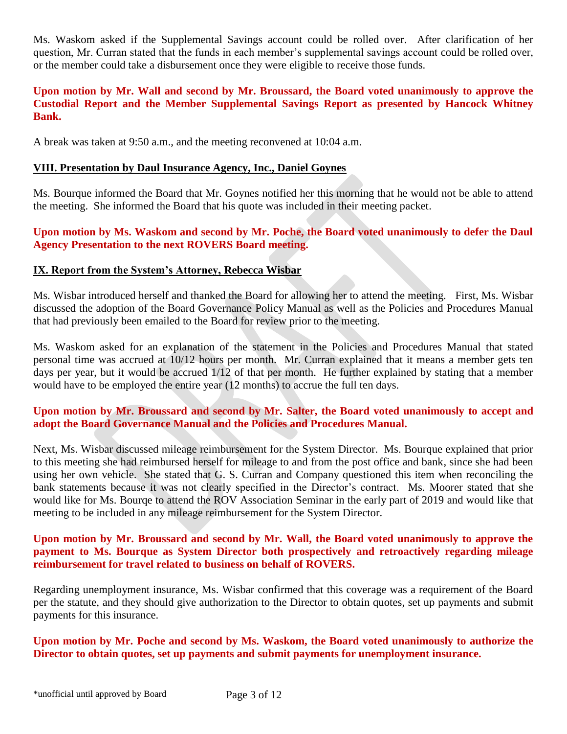Ms. Waskom asked if the Supplemental Savings account could be rolled over. After clarification of her question, Mr. Curran stated that the funds in each member's supplemental savings account could be rolled over, or the member could take a disbursement once they were eligible to receive those funds.

**Upon motion by Mr. Wall and second by Mr. Broussard, the Board voted unanimously to approve the Custodial Report and the Member Supplemental Savings Report as presented by Hancock Whitney Bank.**

A break was taken at 9:50 a.m., and the meeting reconvened at 10:04 a.m.

## VIII. Presentation by Daul Insurance Agency, Inc., Daniel Goynes

Ms. Bourque informed the Board that Mr. Goynes notified her this morning that he would not be able to attend the meeting. She informed the Board that his quote was included in their meeting packet.

**Upon motion by Ms. Waskom and second by Mr. Poche, the Board voted unanimously to defer the Daul Agency Presentation to the next ROVERS Board meeting.**

## IX. Report from the System's Attorney, Rebecca Wisbar

Ms. Wisbar introduced herself and thanked the Board for allowing her to attend the meeting. First, Ms. Wisbar discussed the adoption of the Board Governance Policy Manual as well as the Policies and Procedures Manual that had previously been emailed to the Board for review prior to the meeting.

Ms. Waskom asked for an explanation of the statement in the Policies and Procedures Manual that stated personal time was accrued at 10/12 hours per month. Mr. Curran explained that it means a member gets ten days per year, but it would be accrued 1/12 of that per month. He further explained by stating that a member would have to be employed the entire year (12 months) to accrue the full ten days.

**Upon motion by Mr. Broussard and second by Mr. Salter, the Board voted unanimously to accept and adopt the Board Governance Manual and the Policies and Procedures Manual.**

Next, Ms. Wisbar discussed mileage reimbursement for the System Director. Ms. Bourque explained that prior to this meeting she had reimbursed herself for mileage to and from the post office and bank, since she had been using her own vehicle. She stated that G. S. Curran and Company questioned this item when reconciling the bank statements because it was not clearly specified in the Director's contract. Ms. Moorer stated that she would like for Ms. Bourqe to attend the ROV Association Seminar in the early part of 2019 and would like that meeting to be included in any mileage reimbursement for the System Director.

**Upon motion by Mr. Broussard and second by Mr. Wall, the Board voted unanimously to approve the payment to Ms. Bourque as System Director both prospectively and retroactively regarding mileage reimbursement for travel related to business on behalf of ROVERS.**

Regarding unemployment insurance, Ms. Wisbar confirmed that this coverage was a requirement of the Board per the statute, and they should give authorization to the Director to obtain quotes, set up payments and submit payments for this insurance.

**Upon motion by Mr. Poche and second by Ms. Waskom, the Board voted unanimously to authorize the Director to obtain quotes, set up payments and submit payments for unemployment insurance.**

*unofficial until approved by Board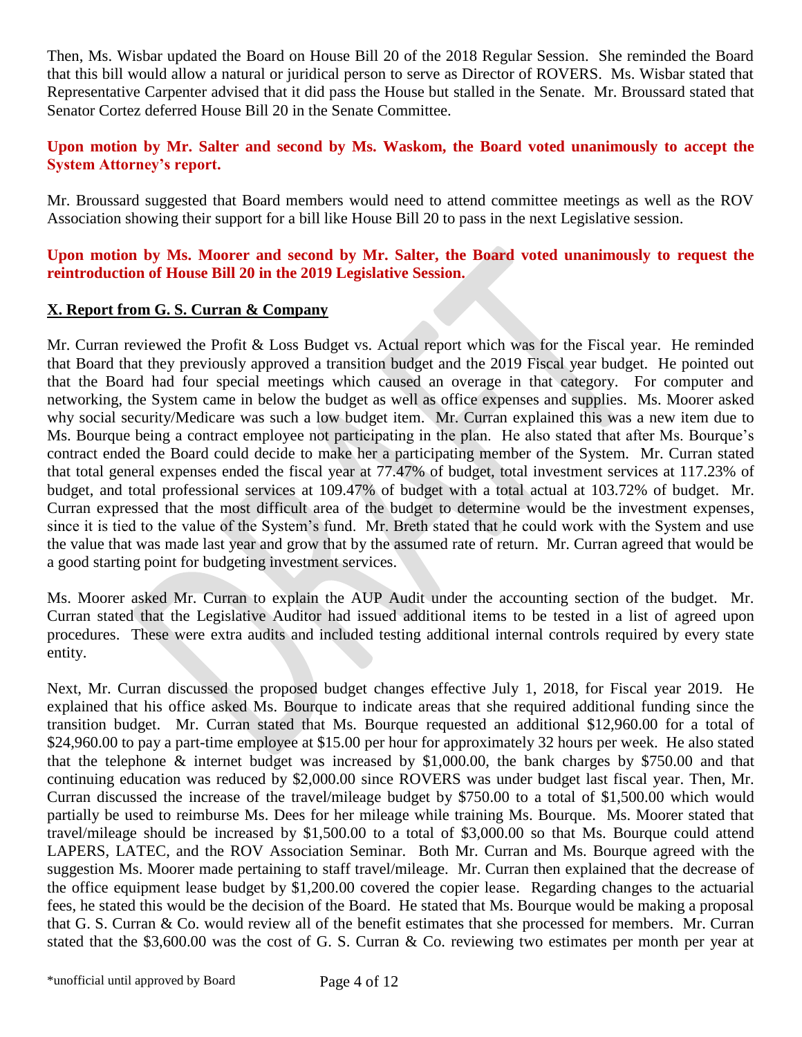Then, Ms. Wisbar updated the Board on House Bill 20 of the 2018 Regular Session. She reminded the Board that this bill would allow a natural or juridical person to serve as Director of ROVERS. Ms. Wisbar stated that Representative Carpenter advised that it did pass the House but stalled in the Senate. Mr. Broussard stated that Senator Cortez deferred House Bill 20 in the Senate Committee.

**Upon motion by Mr. Salter and second by Ms. Waskom, the Board voted unanimously to accept the System Attorney's report.**

Mr. Broussard suggested that Board members would need to attend committee meetings as well as the ROV Association showing their support for a bill like House Bill 20 to pass in the next Legislative session.

**Upon motion by Ms. Moorer and second by Mr. Salter, the Board voted unanimously to request the reintroduction of House Bill 20 in the 2019 Legislative Session.**

## X. Report from G. S. Curran & Company

Mr. Curran reviewed the Profit & Loss Budget vs. Actual report which was for the Fiscal year. He reminded that Board that they previously approved a transition budget and the 2019 Fiscal year budget. He pointed out that the Board had four special meetings which caused an overage in that category. For computer and networking, the System came in below the budget as well as office expenses and supplies. Ms. Moorer asked why social security/Medicare was such a low budget item. Mr. Curran explained this was a new item due to Ms. Bourque being a contract employee not participating in the plan. He also stated that after Ms. Bourque's contract ended the Board could decide to make her a participating member of the System. Mr. Curran stated that total general expenses ended the fiscal year at 77.47% of budget, total investment services at 117.23% of budget, and total professional services at 109.47% of budget with a total actual at 103.72% of budget. Mr. Curran expressed that the most difficult area of the budget to determine would be the investment expenses, since it is tied to the value of the System's fund. Mr. Breth stated that he could work with the System and use the value that was made last year and grow that by the assumed rate of return. Mr. Curran agreed that would be a good starting point for budgeting investment services.

Ms. Moorer asked Mr. Curran to explain the AUP Audit under the accounting section of the budget. Mr. Curran stated that the Legislative Auditor had issued additional items to be tested in a list of agreed upon procedures. These were extra audits and included testing additional internal controls required by every state entity.

Next, Mr. Curran discussed the proposed budget changes effective July 1, 2018, for Fiscal year 2019. He explained that his office asked Ms. Bourque to indicate areas that she required additional funding since the transition budget. Mr. Curran stated that Ms. Bourque requested an additional $12,960.00 for a total of $24,960.00 to pay a part-time employee at $15.00 per hour for approximately 32 hours per week. He also stated that the telephone & internet budget was increased by $1,000.00, the bank charges by $750.00 and that continuing education was reduced by $2,000.00 since ROVERS was under budget last fiscal year. Then, Mr. Curran discussed the increase of the travel/mileage budget by $750.00 to a total of $1,500.00 which would partially be used to reimburse Ms. Dees for her mileage while training Ms. Bourque. Ms. Moorer stated that travel/mileage should be increased by $1,500.00 to a total of $3,000.00 so that Ms. Bourque could attend LAPERS, LATEC, and the ROV Association Seminar. Both Mr. Curran and Ms. Bourque agreed with the suggestion Ms. Moorer made pertaining to staff travel/mileage. Mr. Curran then explained that the decrease of the office equipment lease budget by $1,200.00 covered the copier lease. Regarding changes to the actuarial fees, he stated this would be the decision of the Board. He stated that Ms. Bourque would be making a proposal that G. S. Curran & Co. would review all of the benefit estimates that she processed for members. Mr. Curran stated that the $3,600.00 was the cost of G. S. Curran & Co. reviewing two estimates per month per year at

\*unofficial until approved by Board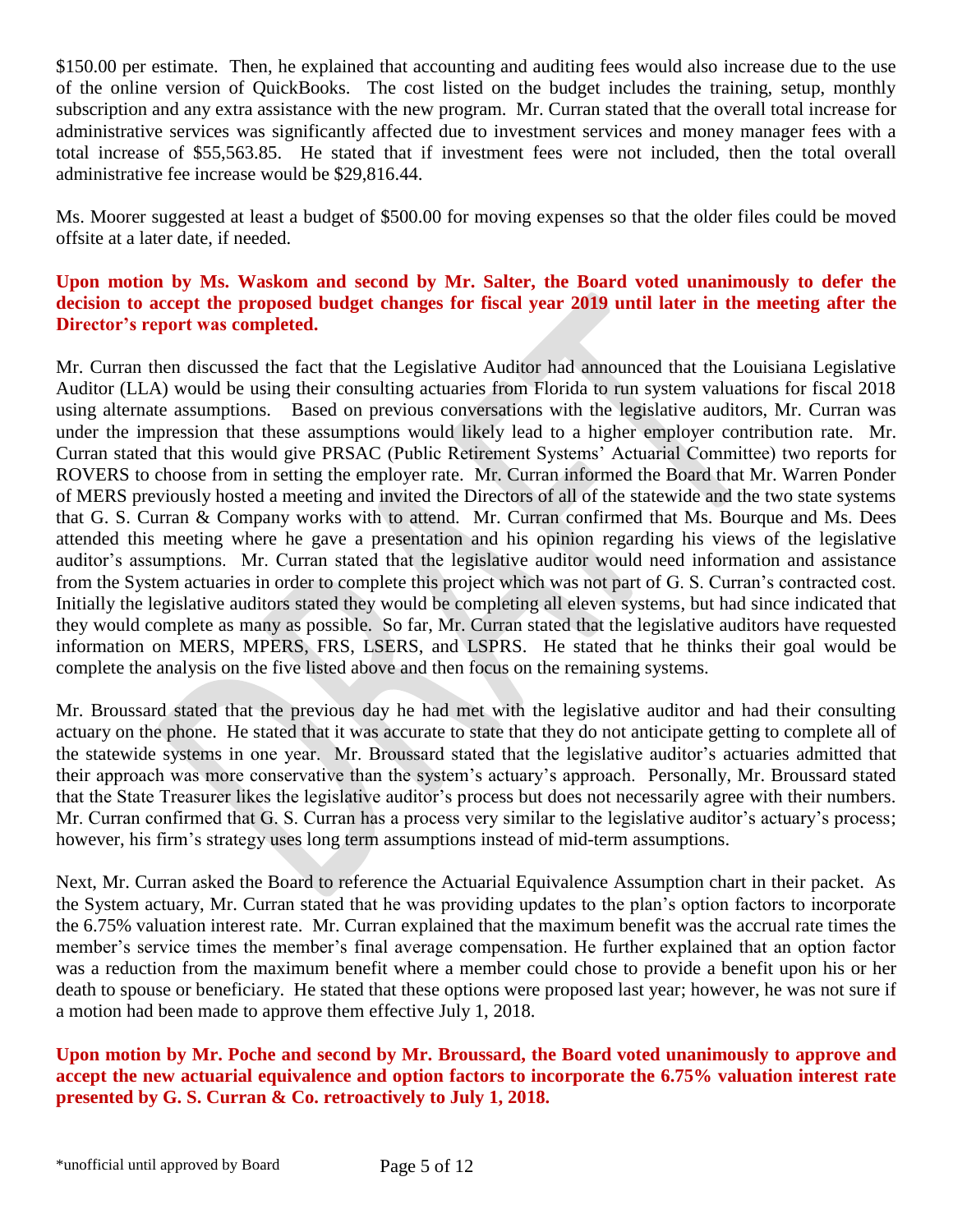$150.00 per estimate. Then, he explained that accounting and auditing fees would also increase due to the use of the online version of QuickBooks. The cost listed on the budget includes the training, setup, monthly subscription and any extra assistance with the new program. Mr. Curran stated that the overall total increase for administrative services was significantly affected due to investment services and money manager fees with a total increase of $55,563.85. He stated that if investment fees were not included, then the total overall administrative fee increase would be $29,816.44.

Ms. Moorer suggested at least a budget of $500.00 for moving expenses so that the older files could be moved offsite at a later date, if needed.

**Upon motion by Ms. Waskom and second by Mr. Salter, the Board voted unanimously to defer the decision to accept the proposed budget changes for fiscal year 2019 until later in the meeting after the Director's report was completed.**

Mr. Curran then discussed the fact that the Legislative Auditor had announced that the Louisiana Legislative Auditor (LLA) would be using their consulting actuaries from Florida to run system valuations for fiscal 2018 using alternate assumptions. Based on previous conversations with the legislative auditors, Mr. Curran was under the impression that these assumptions would likely lead to a higher employer contribution rate. Mr. Curran stated that this would give PRSAC (Public Retirement Systems' Actuarial Committee) two reports for ROVERS to choose from in setting the employer rate. Mr. Curran informed the Board that Mr. Warren Ponder of MERS previously hosted a meeting and invited the Directors of all of the statewide and the two state systems that G. S. Curran & Company works with to attend. Mr. Curran confirmed that Ms. Bourque and Ms. Dees attended this meeting where he gave a presentation and his opinion regarding his views of the legislative auditor's assumptions. Mr. Curran stated that the legislative auditor would need information and assistance from the System actuaries in order to complete this project which was not part of G. S. Curran's contracted cost. Initially the legislative auditors stated they would be completing all eleven systems, but had since indicated that they would complete as many as possible. So far, Mr. Curran stated that the legislative auditors have requested information on MERS, MPERS, FRS, LSERS, and LSPRS. He stated that he thinks their goal would be complete the analysis on the five listed above and then focus on the remaining systems.

Mr. Broussard stated that the previous day he had met with the legislative auditor and had their consulting actuary on the phone. He stated that it was accurate to state that they do not anticipate getting to complete all of the statewide systems in one year. Mr. Broussard stated that the legislative auditor's actuaries admitted that their approach was more conservative than the system's actuary's approach. Personally, Mr. Broussard stated that the State Treasurer likes the legislative auditor's process but does not necessarily agree with their numbers. Mr. Curran confirmed that G. S. Curran has a process very similar to the legislative auditor's actuary's process; however, his firm's strategy uses long term assumptions instead of mid-term assumptions.

Next, Mr. Curran asked the Board to reference the Actuarial Equivalence Assumption chart in their packet. As the System actuary, Mr. Curran stated that he was providing updates to the plan's option factors to incorporate the 6.75% valuation interest rate. Mr. Curran explained that the maximum benefit was the accrual rate times the member's service times the member's final average compensation. He further explained that an option factor was a reduction from the maximum benefit where a member could chose to provide a benefit upon his or her death to spouse or beneficiary. He stated that these options were proposed last year; however, he was not sure if a motion had been made to approve them effective July 1, 2018.

**Upon motion by Mr. Poche and second by Mr. Broussard, the Board voted unanimously to approve and accept the new actuarial equivalence and option factors to incorporate the 6.75% valuation interest rate presented by G. S. Curran & Co. retroactively to July 1, 2018.**

*unofficial until approved by Board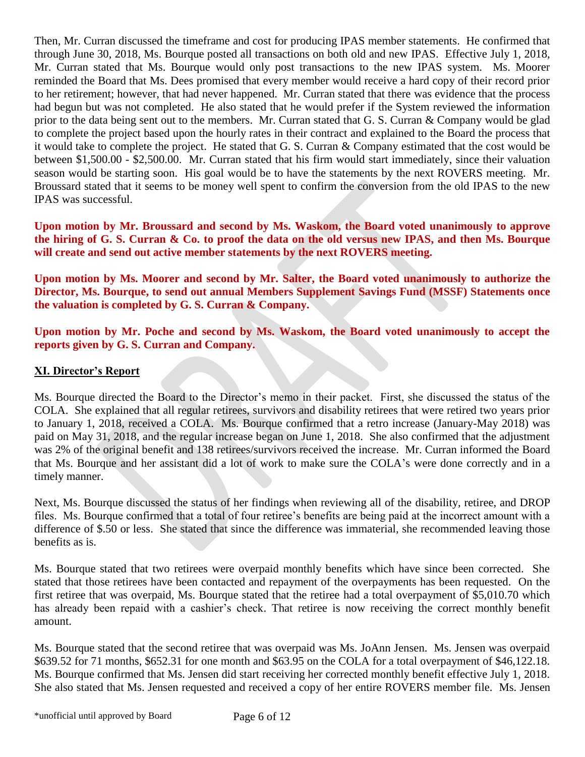Then, Mr. Curran discussed the timeframe and cost for producing IPAS member statements. He confirmed that through June 30, 2018, Ms. Bourque posted all transactions on both old and new IPAS. Effective July 1, 2018, Mr. Curran stated that Ms. Bourque would only post transactions to the new IPAS system. Ms. Moorer reminded the Board that Ms. Dees promised that every member would receive a hard copy of their record prior to her retirement; however, that had never happened. Mr. Curran stated that there was evidence that the process had begun but was not completed. He also stated that he would prefer if the System reviewed the information prior to the data being sent out to the members. Mr. Curran stated that G. S. Curran & Company would be glad to complete the project based upon the hourly rates in their contract and explained to the Board the process that it would take to complete the project. He stated that G. S. Curran & Company estimated that the cost would be between $1,500.00 - $2,500.00. Mr. Curran stated that his firm would start immediately, since their valuation season would be starting soon. His goal would be to have the statements by the next ROVERS meeting. Mr. Broussard stated that it seems to be money well spent to confirm the conversion from the old IPAS to the new IPAS was successful.

**Upon motion by Mr. Broussard and second by Ms. Waskom, the Board voted unanimously to approve the hiring of G. S. Curran & Co. to proof the data on the old versus new IPAS, and then Ms. Bourque will create and send out active member statements by the next ROVERS meeting.**

**Upon motion by Ms. Moorer and second by Mr. Salter, the Board voted unanimously to authorize the Director, Ms. Bourque, to send out annual Members Supplement Savings Fund (MSSF) Statements once the valuation is completed by G. S. Curran & Company.**

**Upon motion by Mr. Poche and second by Ms. Waskom, the Board voted unanimously to accept the reports given by G. S. Curran and Company.**

## XI. Director's Report

Ms. Bourque directed the Board to the Director's memo in their packet. First, she discussed the status of the COLA. She explained that all regular retirees, survivors and disability retirees that were retired two years prior to January 1, 2018, received a COLA. Ms. Bourque confirmed that a retro increase (January-May 2018) was paid on May 31, 2018, and the regular increase began on June 1, 2018. She also confirmed that the adjustment was 2% of the original benefit and 138 retirees/survivors received the increase. Mr. Curran informed the Board that Ms. Bourque and her assistant did a lot of work to make sure the COLA's were done correctly and in a timely manner.

Next, Ms. Bourque discussed the status of her findings when reviewing all of the disability, retiree, and DROP files. Ms. Bourque confirmed that a total of four retiree's benefits are being paid at the incorrect amount with a difference of $.50 or less. She stated that since the difference was immaterial, she recommended leaving those benefits as is.

Ms. Bourque stated that two retirees were overpaid monthly benefits which have since been corrected. She stated that those retirees have been contacted and repayment of the overpayments has been requested. On the first retiree that was overpaid, Ms. Bourque stated that the retiree had a total overpayment of $5,010.70 which has already been repaid with a cashier's check. That retiree is now receiving the correct monthly benefit amount.

Ms. Bourque stated that the second retiree that was overpaid was Ms. JoAnn Jensen. Ms. Jensen was overpaid $639.52 for 71 months, $652.31 for one month and $63.95 on the COLA for a total overpayment of $46,122.18. Ms. Bourque confirmed that Ms. Jensen did start receiving her corrected monthly benefit effective July 1, 2018. She also stated that Ms. Jensen requested and received a copy of her entire ROVERS member file. Ms. Jensen

*unofficial until approved by Board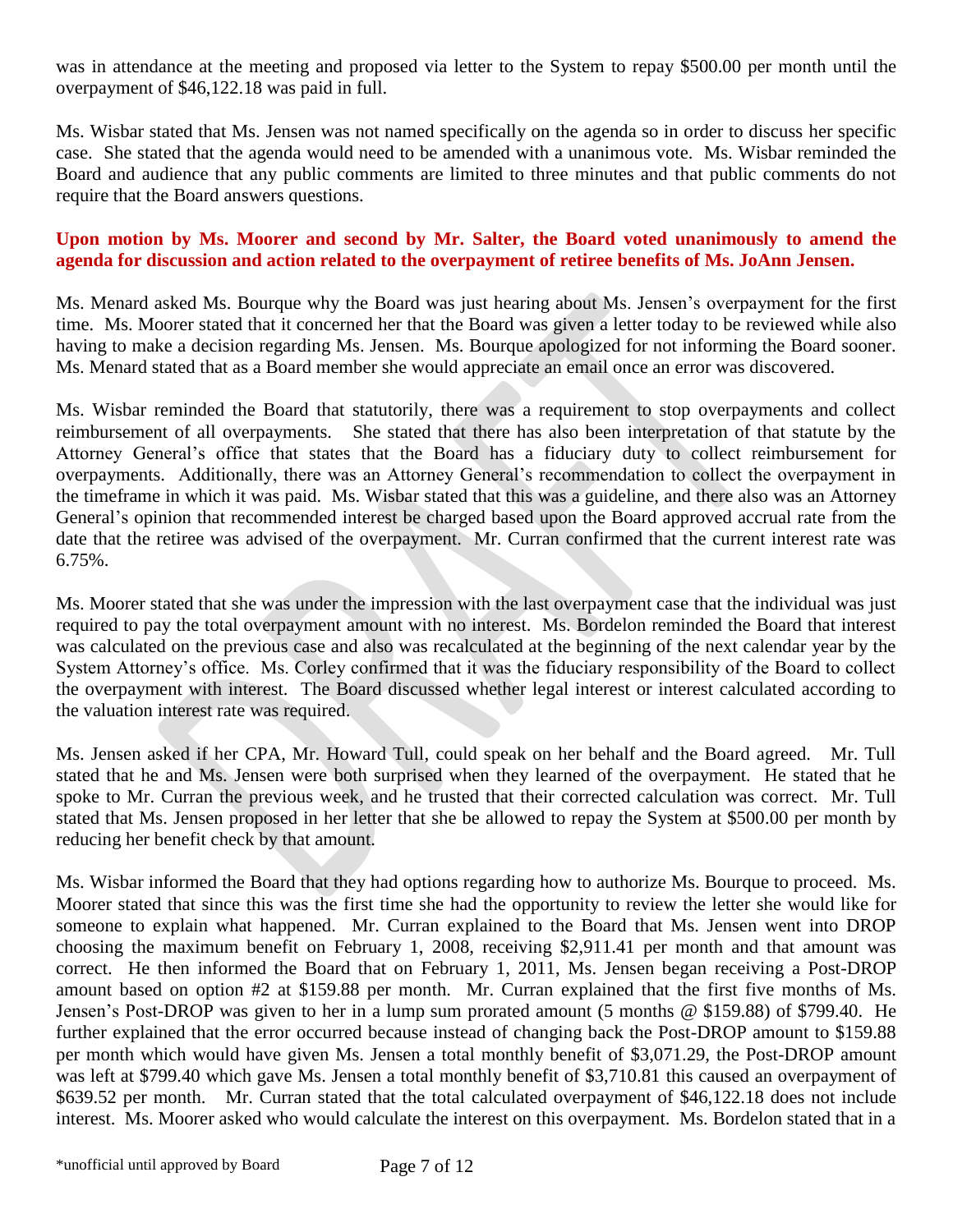was in attendance at the meeting and proposed via letter to the System to repay $500.00 per month until the overpayment of $46,122.18 was paid in full.

Ms. Wisbar stated that Ms. Jensen was not named specifically on the agenda so in order to discuss her specific case. She stated that the agenda would need to be amended with a unanimous vote. Ms. Wisbar reminded the Board and audience that any public comments are limited to three minutes and that public comments do not require that the Board answers questions.

**Upon motion by Ms. Moorer and second by Mr. Salter, the Board voted unanimously to amend the agenda for discussion and action related to the overpayment of retiree benefits of Ms. JoAnn Jensen.**

Ms. Menard asked Ms. Bourque why the Board was just hearing about Ms. Jensen's overpayment for the first time. Ms. Moorer stated that it concerned her that the Board was given a letter today to be reviewed while also having to make a decision regarding Ms. Jensen. Ms. Bourque apologized for not informing the Board sooner. Ms. Menard stated that as a Board member she would appreciate an email once an error was discovered.

Ms. Wisbar reminded the Board that statutorily, there was a requirement to stop overpayments and collect reimbursement of all overpayments. She stated that there has also been interpretation of that statute by the Attorney General's office that states that the Board has a fiduciary duty to collect reimbursement for overpayments. Additionally, there was an Attorney General's recommendation to collect the overpayment in the timeframe in which it was paid. Ms. Wisbar stated that this was a guideline, and there also was an Attorney General's opinion that recommended interest be charged based upon the Board approved accrual rate from the date that the retiree was advised of the overpayment. Mr. Curran confirmed that the current interest rate was 6.75%.

Ms. Moorer stated that she was under the impression with the last overpayment case that the individual was just required to pay the total overpayment amount with no interest. Ms. Bordelon reminded the Board that interest was calculated on the previous case and also was recalculated at the beginning of the next calendar year by the System Attorney's office. Ms. Corley confirmed that it was the fiduciary responsibility of the Board to collect the overpayment with interest. The Board discussed whether legal interest or interest calculated according to the valuation interest rate was required.

Ms. Jensen asked if her CPA, Mr. Howard Tull, could speak on her behalf and the Board agreed. Mr. Tull stated that he and Ms. Jensen were both surprised when they learned of the overpayment. He stated that he spoke to Mr. Curran the previous week, and he trusted that their corrected calculation was correct. Mr. Tull stated that Ms. Jensen proposed in her letter that she be allowed to repay the System at $500.00 per month by reducing her benefit check by that amount.

Ms. Wisbar informed the Board that they had options regarding how to authorize Ms. Bourque to proceed. Ms. Moorer stated that since this was the first time she had the opportunity to review the letter she would like for someone to explain what happened. Mr. Curran explained to the Board that Ms. Jensen went into DROP choosing the maximum benefit on February 1, 2008, receiving $2,911.41 per month and that amount was correct. He then informed the Board that on February 1, 2011, Ms. Jensen began receiving a Post-DROP amount based on option #2 at $159.88 per month. Mr. Curran explained that the first five months of Ms. Jensen's Post-DROP was given to her in a lump sum prorated amount (5 months @ $159.88) of $799.40. He further explained that the error occurred because instead of changing back the Post-DROP amount to $159.88 per month which would have given Ms. Jensen a total monthly benefit of $3,071.29, the Post-DROP amount was left at $799.40 which gave Ms. Jensen a total monthly benefit of $3,710.81 this caused an overpayment of $639.52 per month. Mr. Curran stated that the total calculated overpayment of $46,122.18 does not include interest. Ms. Moorer asked who would calculate the interest on this overpayment. Ms. Bordelon stated that in a

\*unofficial until approved by Board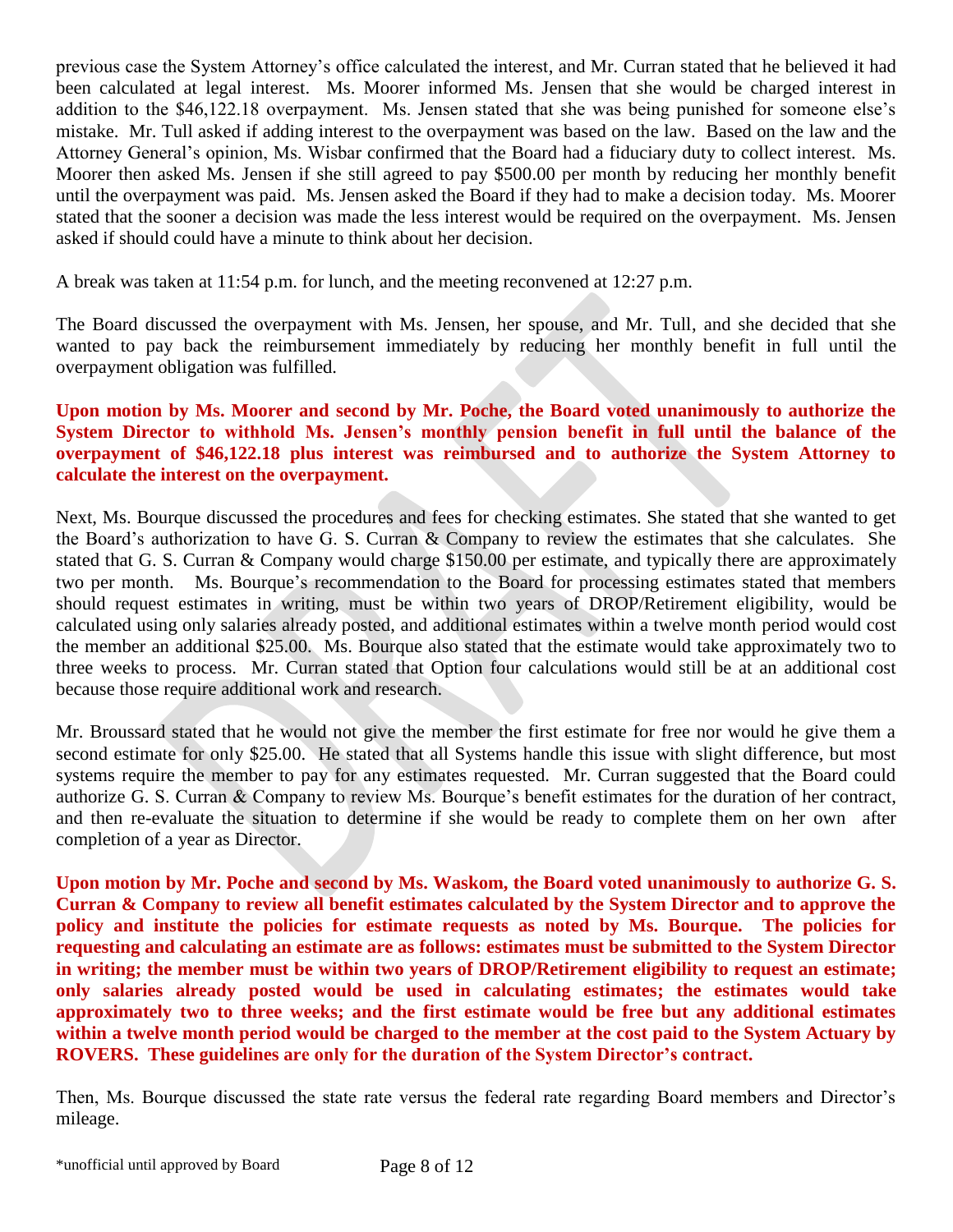previous case the System Attorney's office calculated the interest, and Mr. Curran stated that he believed it had been calculated at legal interest. Ms. Moorer informed Ms. Jensen that she would be charged interest in addition to the $46,122.18 overpayment. Ms. Jensen stated that she was being punished for someone else's mistake. Mr. Tull asked if adding interest to the overpayment was based on the law. Based on the law and the Attorney General's opinion, Ms. Wisbar confirmed that the Board had a fiduciary duty to collect interest. Ms. Moorer then asked Ms. Jensen if she still agreed to pay $500.00 per month by reducing her monthly benefit until the overpayment was paid. Ms. Jensen asked the Board if they had to make a decision today. Ms. Moorer stated that the sooner a decision was made the less interest would be required on the overpayment. Ms. Jensen asked if should could have a minute to think about her decision.

A break was taken at 11:54 p.m. for lunch, and the meeting reconvened at 12:27 p.m.

The Board discussed the overpayment with Ms. Jensen, her spouse, and Mr. Tull, and she decided that she wanted to pay back the reimbursement immediately by reducing her monthly benefit in full until the overpayment obligation was fulfilled.

**Upon motion by Ms. Moorer and second by Mr. Poche, the Board voted unanimously to authorize the System Director to withhold Ms. Jensen's monthly pension benefit in full until the balance of the overpayment of $46,122.18 plus interest was reimbursed and to authorize the System Attorney to calculate the interest on the overpayment.**

Next, Ms. Bourque discussed the procedures and fees for checking estimates. She stated that she wanted to get the Board's authorization to have G. S. Curran & Company to review the estimates that she calculates. She stated that G. S. Curran & Company would charge $150.00 per estimate, and typically there are approximately two per month. Ms. Bourque's recommendation to the Board for processing estimates stated that members should request estimates in writing, must be within two years of DROP/Retirement eligibility, would be calculated using only salaries already posted, and additional estimates within a twelve month period would cost the member an additional $25.00. Ms. Bourque also stated that the estimate would take approximately two to three weeks to process. Mr. Curran stated that Option four calculations would still be at an additional cost because those require additional work and research.

Mr. Broussard stated that he would not give the member the first estimate for free nor would he give them a second estimate for only $25.00. He stated that all Systems handle this issue with slight difference, but most systems require the member to pay for any estimates requested. Mr. Curran suggested that the Board could authorize G. S. Curran & Company to review Ms. Bourque's benefit estimates for the duration of her contract, and then re-evaluate the situation to determine if she would be ready to complete them on her own after completion of a year as Director.

**Upon motion by Mr. Poche and second by Ms. Waskom, the Board voted unanimously to authorize G. S. Curran & Company to review all benefit estimates calculated by the System Director and to approve the policy and institute the policies for estimate requests as noted by Ms. Bourque. The policies for requesting and calculating an estimate are as follows: estimates must be submitted to the System Director in writing; the member must be within two years of DROP/Retirement eligibility to request an estimate; only salaries already posted would be used in calculating estimates; the estimates would take approximately two to three weeks; and the first estimate would be free but any additional estimates within a twelve month period would be charged to the member at the cost paid to the System Actuary by ROVERS. These guidelines are only for the duration of the System Director's contract.**

Then, Ms. Bourque discussed the state rate versus the federal rate regarding Board members and Director's mileage.

\*unofficial until approved by Board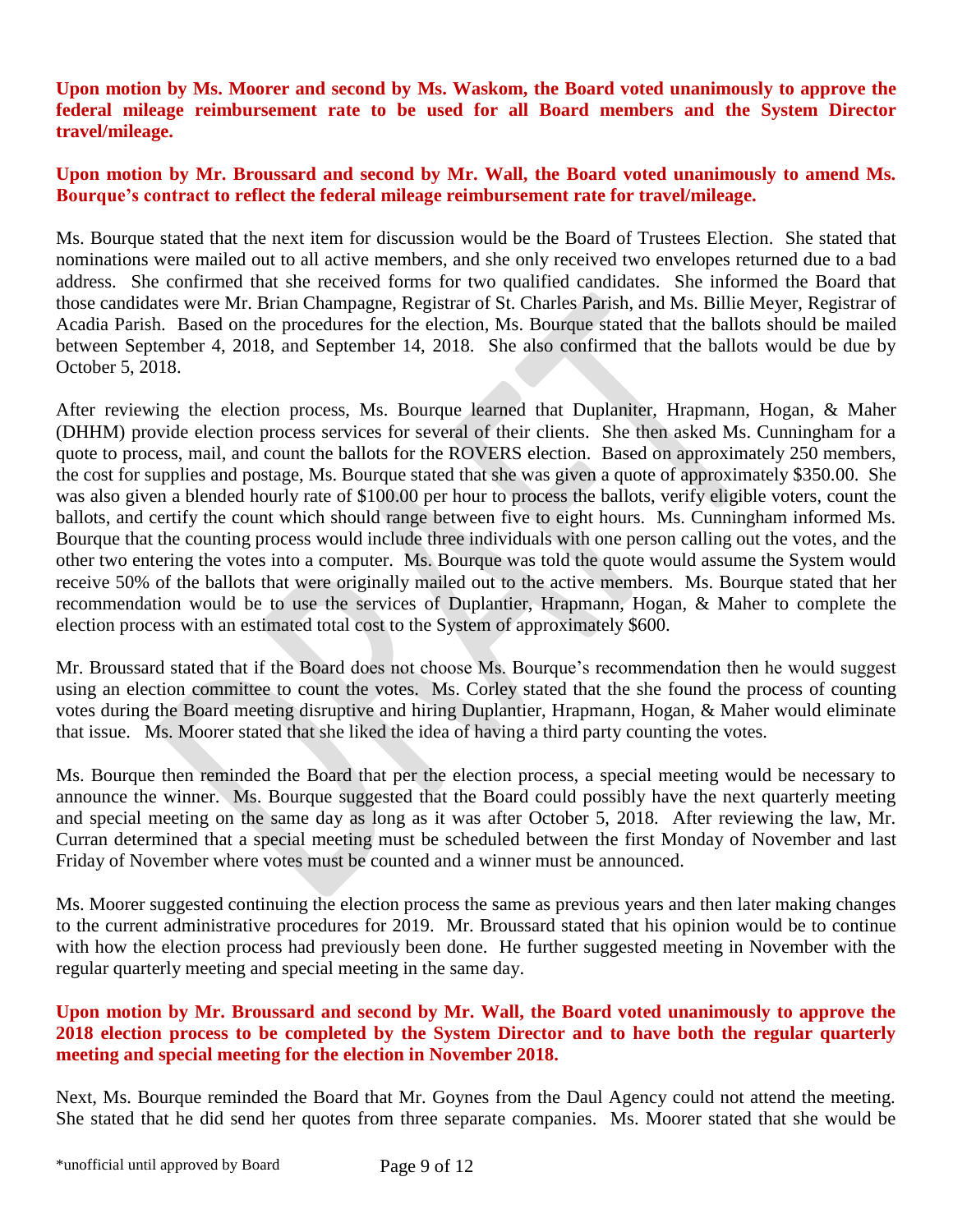**Upon motion by Ms. Moorer and second by Ms. Waskom, the Board voted unanimously to approve the federal mileage reimbursement rate to be used for all Board members and the System Director travel/mileage.**

**Upon motion by Mr. Broussard and second by Mr. Wall, the Board voted unanimously to amend Ms. Bourque's contract to reflect the federal mileage reimbursement rate for travel/mileage.**

Ms. Bourque stated that the next item for discussion would be the Board of Trustees Election. She stated that nominations were mailed out to all active members, and she only received two envelopes returned due to a bad address. She confirmed that she received forms for two qualified candidates. She informed the Board that those candidates were Mr. Brian Champagne, Registrar of St. Charles Parish, and Ms. Billie Meyer, Registrar of Acadia Parish. Based on the procedures for the election, Ms. Bourque stated that the ballots should be mailed between September 4, 2018, and September 14, 2018. She also confirmed that the ballots would be due by October 5, 2018.

After reviewing the election process, Ms. Bourque learned that Duplaniter, Hrapmann, Hogan, & Maher (DHHM) provide election process services for several of their clients. She then asked Ms. Cunningham for a quote to process, mail, and count the ballots for the ROVERS election. Based on approximately 250 members, the cost for supplies and postage, Ms. Bourque stated that she was given a quote of approximately $350.00. She was also given a blended hourly rate of $100.00 per hour to process the ballots, verify eligible voters, count the ballots, and certify the count which should range between five to eight hours. Ms. Cunningham informed Ms. Bourque that the counting process would include three individuals with one person calling out the votes, and the other two entering the votes into a computer. Ms. Bourque was told the quote would assume the System would receive 50% of the ballots that were originally mailed out to the active members. Ms. Bourque stated that her recommendation would be to use the services of Duplantier, Hrapmann, Hogan, & Maher to complete the election process with an estimated total cost to the System of approximately $600.

Mr. Broussard stated that if the Board does not choose Ms. Bourque's recommendation then he would suggest using an election committee to count the votes. Ms. Corley stated that the she found the process of counting votes during the Board meeting disruptive and hiring Duplantier, Hrapmann, Hogan, & Maher would eliminate that issue. Ms. Moorer stated that she liked the idea of having a third party counting the votes.

Ms. Bourque then reminded the Board that per the election process, a special meeting would be necessary to announce the winner. Ms. Bourque suggested that the Board could possibly have the next quarterly meeting and special meeting on the same day as long as it was after October 5, 2018. After reviewing the law, Mr. Curran determined that a special meeting must be scheduled between the first Monday of November and last Friday of November where votes must be counted and a winner must be announced.

Ms. Moorer suggested continuing the election process the same as previous years and then later making changes to the current administrative procedures for 2019. Mr. Broussard stated that his opinion would be to continue with how the election process had previously been done. He further suggested meeting in November with the regular quarterly meeting and special meeting in the same day.

**Upon motion by Mr. Broussard and second by Mr. Wall, the Board voted unanimously to approve the 2018 election process to be completed by the System Director and to have both the regular quarterly meeting and special meeting for the election in November 2018.**

Next, Ms. Bourque reminded the Board that Mr. Goynes from the Daul Agency could not attend the meeting. She stated that he did send her quotes from three separate companies. Ms. Moorer stated that she would be

*unofficial until approved by Board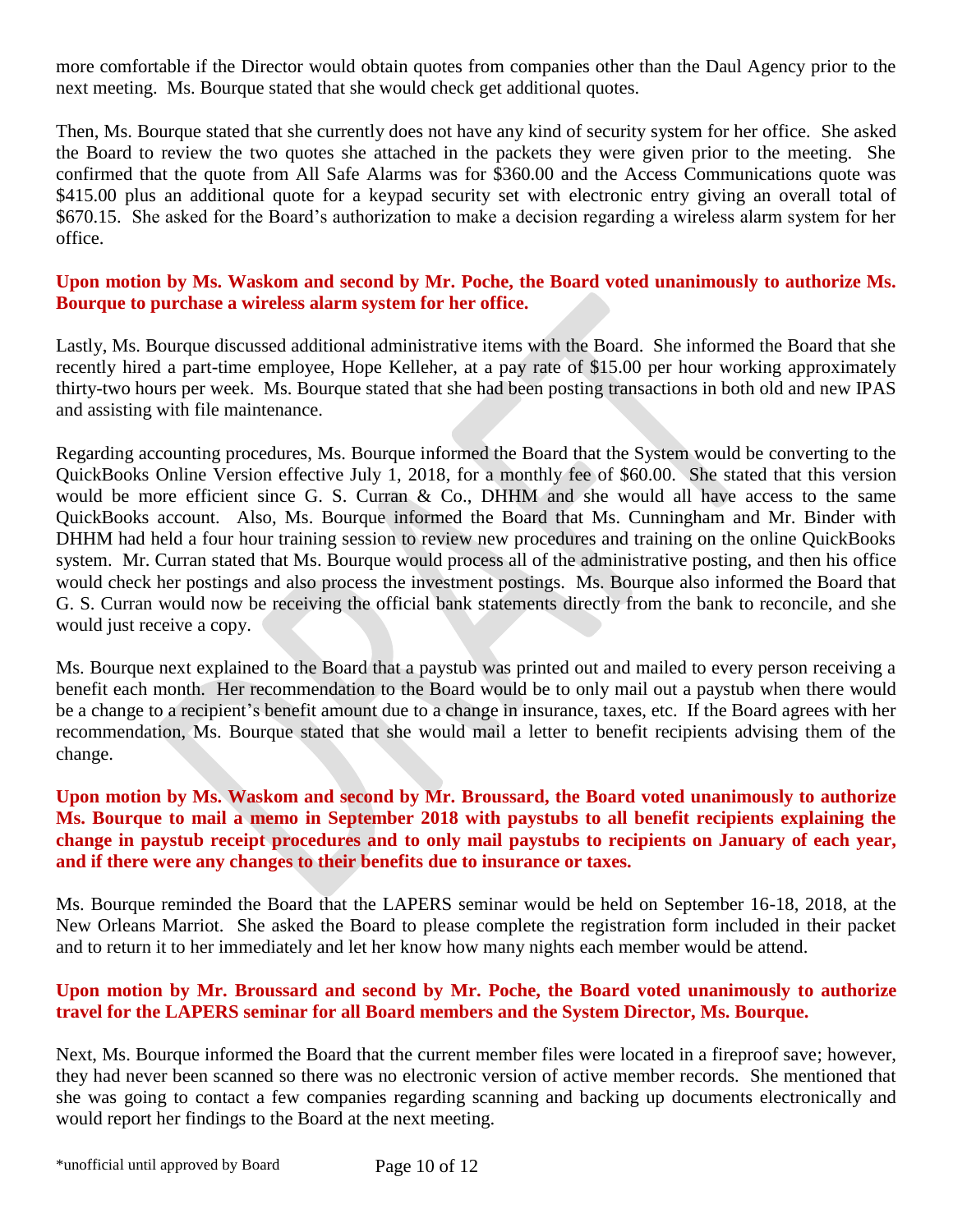more comfortable if the Director would obtain quotes from companies other than the Daul Agency prior to the next meeting. Ms. Bourque stated that she would check get additional quotes.

Then, Ms. Bourque stated that she currently does not have any kind of security system for her office. She asked the Board to review the two quotes she attached in the packets they were given prior to the meeting. She confirmed that the quote from All Safe Alarms was for $360.00 and the Access Communications quote was $415.00 plus an additional quote for a keypad security set with electronic entry giving an overall total of $670.15. She asked for the Board's authorization to make a decision regarding a wireless alarm system for her office.

**Upon motion by Ms. Waskom and second by Mr. Poche, the Board voted unanimously to authorize Ms. Bourque to purchase a wireless alarm system for her office.**

Lastly, Ms. Bourque discussed additional administrative items with the Board. She informed the Board that she recently hired a part-time employee, Hope Kelleher, at a pay rate of $15.00 per hour working approximately thirty-two hours per week. Ms. Bourque stated that she had been posting transactions in both old and new IPAS and assisting with file maintenance.

Regarding accounting procedures, Ms. Bourque informed the Board that the System would be converting to the QuickBooks Online Version effective July 1, 2018, for a monthly fee of $60.00. She stated that this version would be more efficient since G. S. Curran & Co., DHHM and she would all have access to the same QuickBooks account. Also, Ms. Bourque informed the Board that Ms. Cunningham and Mr. Binder with DHHM had held a four hour training session to review new procedures and training on the online QuickBooks system. Mr. Curran stated that Ms. Bourque would process all of the administrative posting, and then his office would check her postings and also process the investment postings. Ms. Bourque also informed the Board that G. S. Curran would now be receiving the official bank statements directly from the bank to reconcile, and she would just receive a copy.

Ms. Bourque next explained to the Board that a paystub was printed out and mailed to every person receiving a benefit each month. Her recommendation to the Board would be to only mail out a paystub when there would be a change to a recipient's benefit amount due to a change in insurance, taxes, etc. If the Board agrees with her recommendation, Ms. Bourque stated that she would mail a letter to benefit recipients advising them of the change.

**Upon motion by Ms. Waskom and second by Mr. Broussard, the Board voted unanimously to authorize Ms. Bourque to mail a memo in September 2018 with paystubs to all benefit recipients explaining the change in paystub receipt procedures and to only mail paystubs to recipients on January of each year, and if there were any changes to their benefits due to insurance or taxes.**

Ms. Bourque reminded the Board that the LAPERS seminar would be held on September 16-18, 2018, at the New Orleans Marriot. She asked the Board to please complete the registration form included in their packet and to return it to her immediately and let her know how many nights each member would be attend.

**Upon motion by Mr. Broussard and second by Mr. Poche, the Board voted unanimously to authorize travel for the LAPERS seminar for all Board members and the System Director, Ms. Bourque.**

Next, Ms. Bourque informed the Board that the current member files were located in a fireproof save; however, they had never been scanned so there was no electronic version of active member records. She mentioned that she was going to contact a few companies regarding scanning and backing up documents electronically and would report her findings to the Board at the next meeting.

*unofficial until approved by Board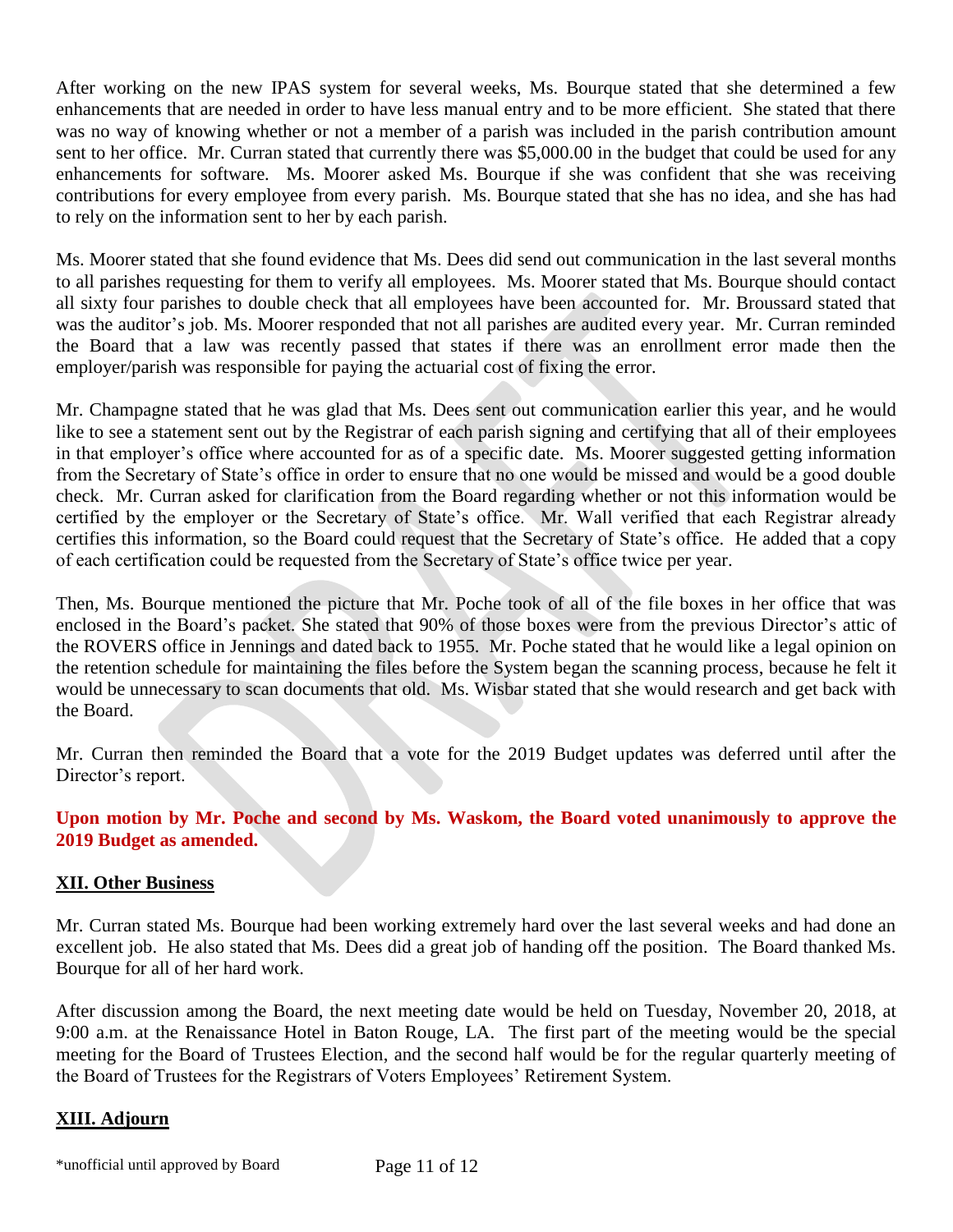After working on the new IPAS system for several weeks, Ms. Bourque stated that she determined a few enhancements that are needed in order to have less manual entry and to be more efficient. She stated that there was no way of knowing whether or not a member of a parish was included in the parish contribution amount sent to her office. Mr. Curran stated that currently there was $5,000.00 in the budget that could be used for any enhancements for software. Ms. Moorer asked Ms. Bourque if she was confident that she was receiving contributions for every employee from every parish. Ms. Bourque stated that she has no idea, and she has had to rely on the information sent to her by each parish.

Ms. Moorer stated that she found evidence that Ms. Dees did send out communication in the last several months to all parishes requesting for them to verify all employees. Ms. Moorer stated that Ms. Bourque should contact all sixty four parishes to double check that all employees have been accounted for. Mr. Broussard stated that was the auditor's job. Ms. Moorer responded that not all parishes are audited every year. Mr. Curran reminded the Board that a law was recently passed that states if there was an enrollment error made then the employer/parish was responsible for paying the actuarial cost of fixing the error.

Mr. Champagne stated that he was glad that Ms. Dees sent out communication earlier this year, and he would like to see a statement sent out by the Registrar of each parish signing and certifying that all of their employees in that employer's office where accounted for as of a specific date. Ms. Moorer suggested getting information from the Secretary of State's office in order to ensure that no one would be missed and would be a good double check. Mr. Curran asked for clarification from the Board regarding whether or not this information would be certified by the employer or the Secretary of State's office. Mr. Wall verified that each Registrar already certifies this information, so the Board could request that the Secretary of State's office. He added that a copy of each certification could be requested from the Secretary of State's office twice per year.

Then, Ms. Bourque mentioned the picture that Mr. Poche took of all of the file boxes in her office that was enclosed in the Board's packet. She stated that 90% of those boxes were from the previous Director's attic of the ROVERS office in Jennings and dated back to 1955. Mr. Poche stated that he would like a legal opinion on the retention schedule for maintaining the files before the System began the scanning process, because he felt it would be unnecessary to scan documents that old. Ms. Wisbar stated that she would research and get back with the Board.

Mr. Curran then reminded the Board that a vote for the 2019 Budget updates was deferred until after the Director's report.

**Upon motion by Mr. Poche and second by Ms. Waskom, the Board voted unanimously to approve the 2019 Budget as amended.**

## XII. Other Business

Mr. Curran stated Ms. Bourque had been working extremely hard over the last several weeks and had done an excellent job. He also stated that Ms. Dees did a great job of handing off the position. The Board thanked Ms. Bourque for all of her hard work.

After discussion among the Board, the next meeting date would be held on Tuesday, November 20, 2018, at 9:00 a.m. at the Renaissance Hotel in Baton Rouge, LA. The first part of the meeting would be the special meeting for the Board of Trustees Election, and the second half would be for the regular quarterly meeting of the Board of Trustees for the Registrars of Voters Employees' Retirement System.

## XIII. Adjourn

*unofficial until approved by Board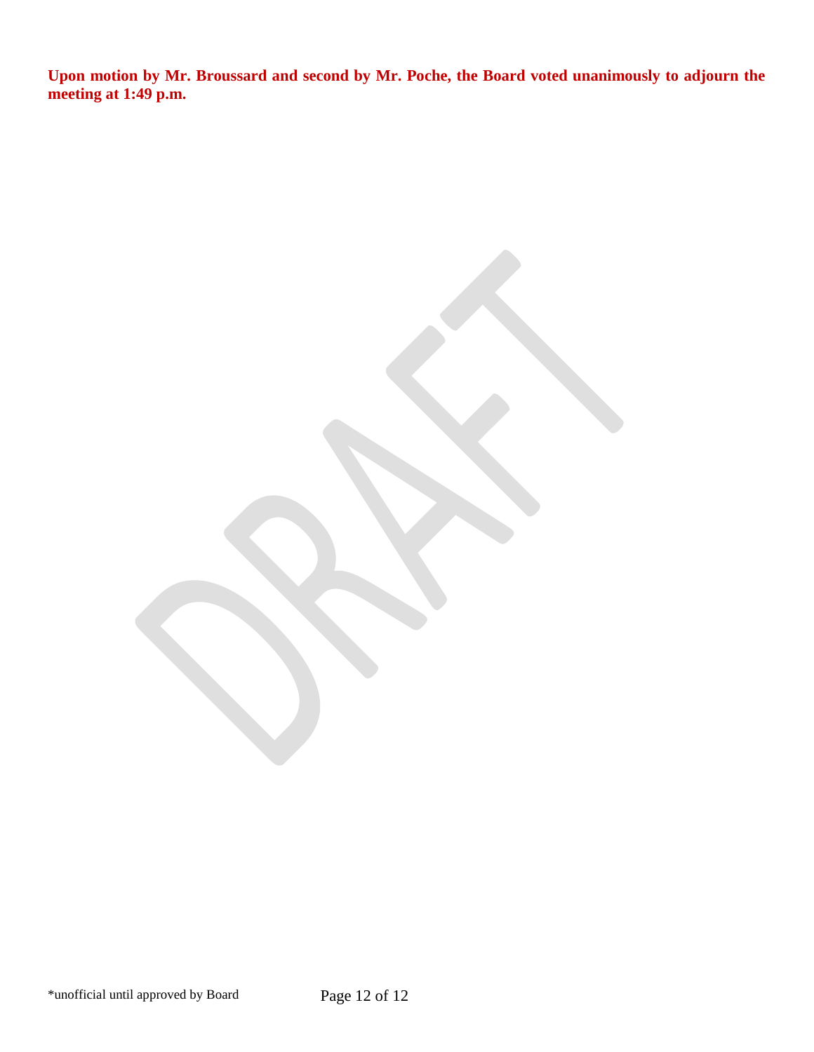**Upon motion by Mr. Broussard and second by Mr. Poche, the Board voted unanimously to adjourn the meeting at 1:49 p.m.**

*unofficial until approved by Board